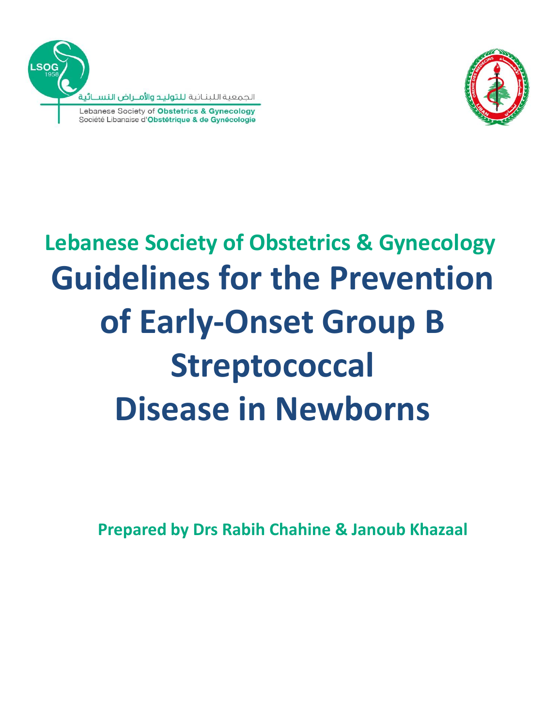الجمعية اللبنانية للتوليد والأمراض النسائية

Lebanese Society of **Obstetrics & Gynecology**

Société Libanaise d'**Obstétrique & de Gynécologie**

## Lebanese Society of Obstetrics & Gynecology

# Guidelines for the Prevention of Early-Onset Group B Streptococcal Disease in Newborns

**Prepared by Drs Rabih Chahine & Janoub Khazaal**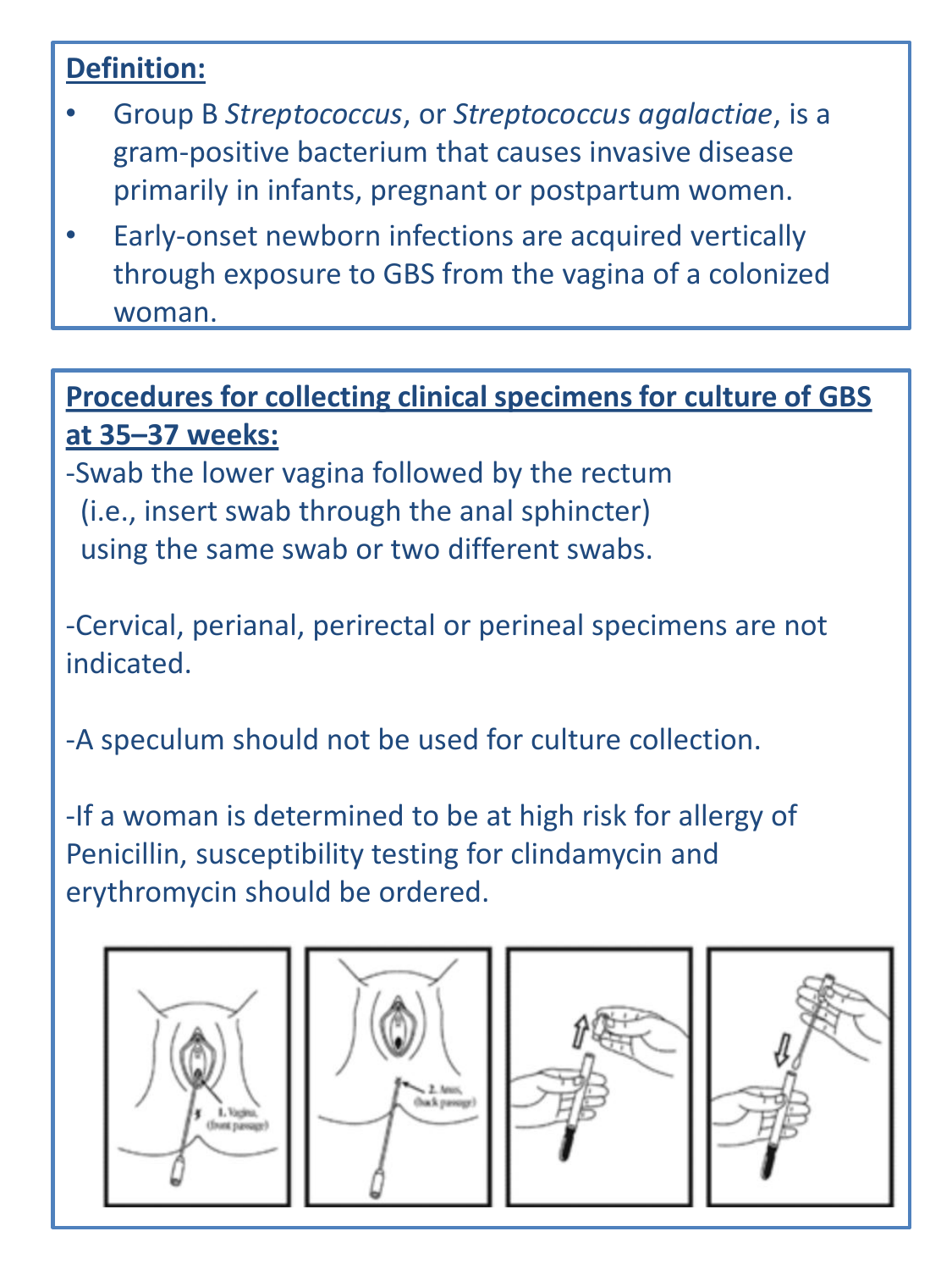**Definition:**

- Group B *Streptococcus*, or *Streptococcus agalactiae*, is a gram-positive bacterium that causes invasive disease primarily in infants, pregnant or postpartum women.
- Early-onset newborn infections are acquired vertically through exposure to GBS from the vagina of a colonized woman.

**Procedures for collecting clinical specimens for culture of GBS at 35–37 weeks:**

-Swab the lower vagina followed by the rectum (i.e., insert swab through the anal sphincter) using the same swab or two different swabs.

-Cervical, perianal, perirectal or perineal specimens are not indicated.

-A speculum should not be used for culture collection.

-If a woman is determined to be at high risk for allergy of Penicillin, susceptibility testing for clindamycin and erythromycin should be ordered.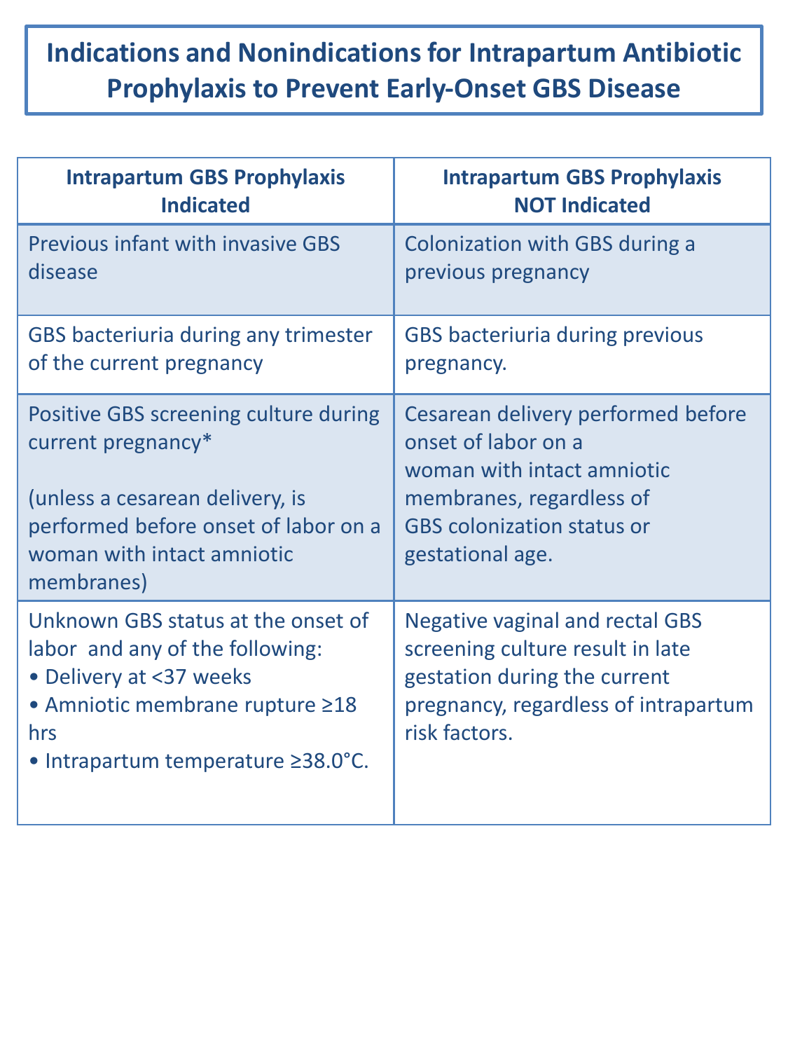# Indications and Nonindications for Intrapartum Antibiotic Prophylaxis to Prevent Early-Onset GBS Disease

| Intrapartum GBS Prophylaxis Indicated | Intrapartum GBS Prophylaxis NOT Indicated |
|---|---|
| Previous infant with invasive GBS disease | Colonization with GBS during a previous pregnancy |
| GBS bacteriuria during any trimester of the current pregnancy | GBS bacteriuria during previous pregnancy. |
| Positive GBS screening culture during current pregnancy* <br><br> (unless a cesarean delivery, is performed before onset of labor on a woman with intact amniotic membranes) | Cesarean delivery performed before onset of labor on a woman with intact amniotic membranes, regardless of GBS colonization status or gestational age. |
| Unknown GBS status at the onset of labor and any of the following: <br> • Delivery at <37 weeks <br> • Amniotic membrane rupture ≥18 hrs <br> • Intrapartum temperature ≥38.0°C. | Negative vaginal and rectal GBS screening culture result in late gestation during the current pregnancy, regardless of intrapartum risk factors. |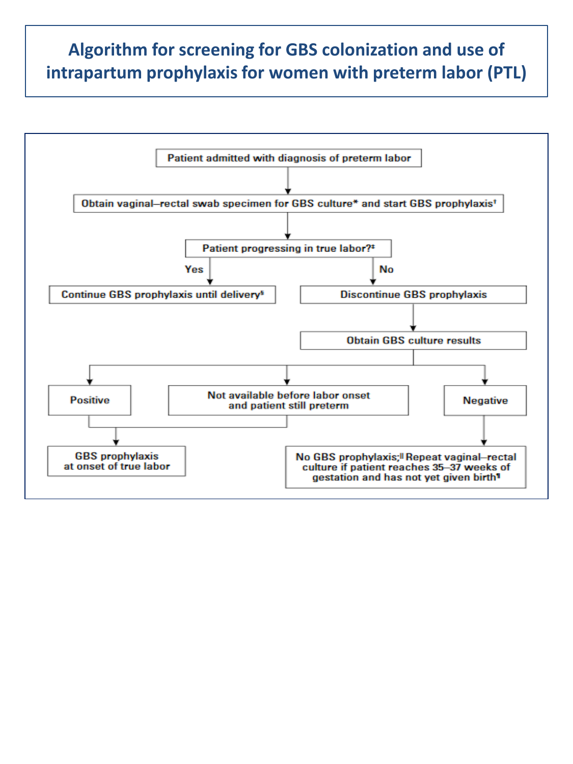# Algorithm for screening for GBS colonization and use of intrapartum prophylaxis for women with preterm labor (PTL)

Patient admitted with diagnosis of preterm labor

↓

Obtain vaginal–rectal swab specimen for GBS culture* and start GBS prophylaxis†

↓

Patient progressing in true labor?‡

- **Yes** → Continue GBS prophylaxis until delivery§
- **No** → Discontinue GBS prophylaxis
  - ↓ Obtain GBS culture results
    - **Positive** → GBS prophylaxis at onset of true labor
    - **Not available before labor onset and patient still preterm** → GBS prophylaxis at onset of true labor
    - **Negative** → No GBS prophylaxis;‖ Repeat vaginal–rectal culture if patient reaches 35–37 weeks of gestation and has not yet given birth¶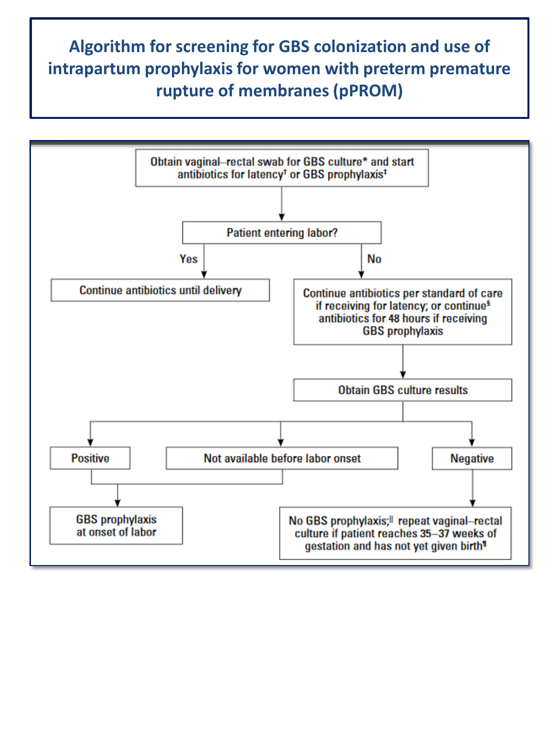# Algorithm for screening for GBS colonization and use of intrapartum prophylaxis for women with preterm premature rupture of membranes (pPROM)

Obtain vaginal–rectal swab for GBS culture* and start antibiotics for latency† or GBS prophylaxis†

↓

**Patient entering labor?**

- **Yes** → Continue antibiotics until delivery
- **No** → Continue antibiotics per standard of care if receiving for latency; or continue§ antibiotics for 48 hours if receiving GBS prophylaxis
  - ↓
  - Obtain GBS culture results
    - **Positive** → GBS prophylaxis at onset of labor
    - **Not available before labor onset** → GBS prophylaxis at onset of labor
    - **Negative** → No GBS prophylaxis;‖ repeat vaginal–rectal culture if patient reaches 35–37 weeks of gestation and has not yet given birth¶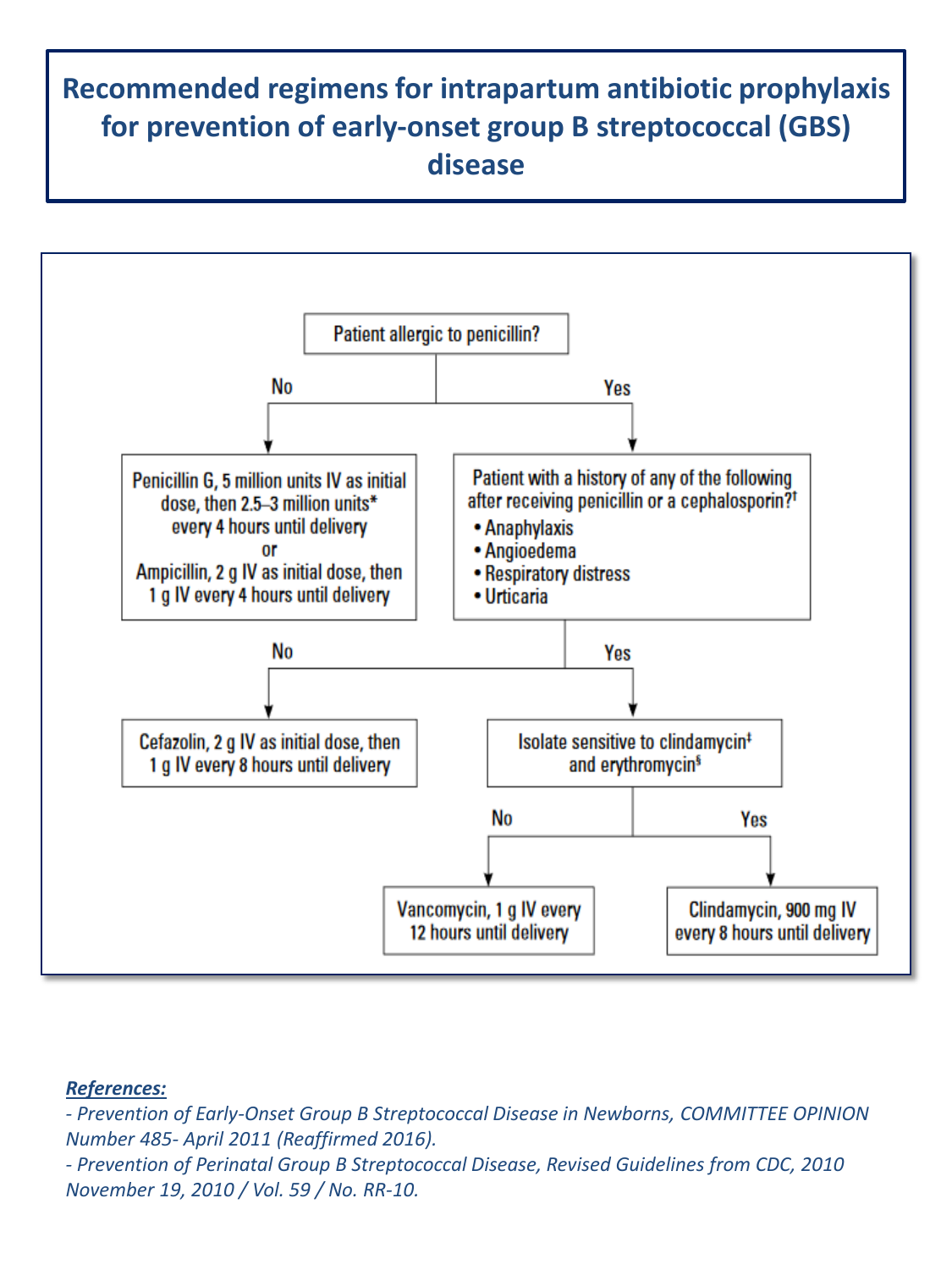# Recommended regimens for intrapartum antibiotic prophylaxis for prevention of early-onset group B streptococcal (GBS) disease

Patient allergic to penicillin?

No

Yes

Penicillin G, 5 million units IV as initial dose, then 2.5–3 million units* every 4 hours until delivery
or
Ampicillin, 2 g IV as initial dose, then 1 g IV every 4 hours until delivery

Patient with a history of any of the following after receiving penicillin or a cephalosporin?†
- Anaphylaxis
- Angioedema
- Respiratory distress
- Urticaria

No

Yes

Cefazolin, 2 g IV as initial dose, then 1 g IV every 8 hours until delivery

Isolate sensitive to clindamycin‡ and erythromycin§

No

Yes

Vancomycin, 1 g IV every 12 hours until delivery

Clindamycin, 900 mg IV every 8 hours until delivery

***References:***

*- Prevention of Early-Onset Group B Streptococcal Disease in Newborns, COMMITTEE OPINION Number 485- April 2011 (Reaffirmed 2016).*

*- Prevention of Perinatal Group B Streptococcal Disease, Revised Guidelines from CDC, 2010 November 19, 2010 / Vol. 59 / No. RR-10.*